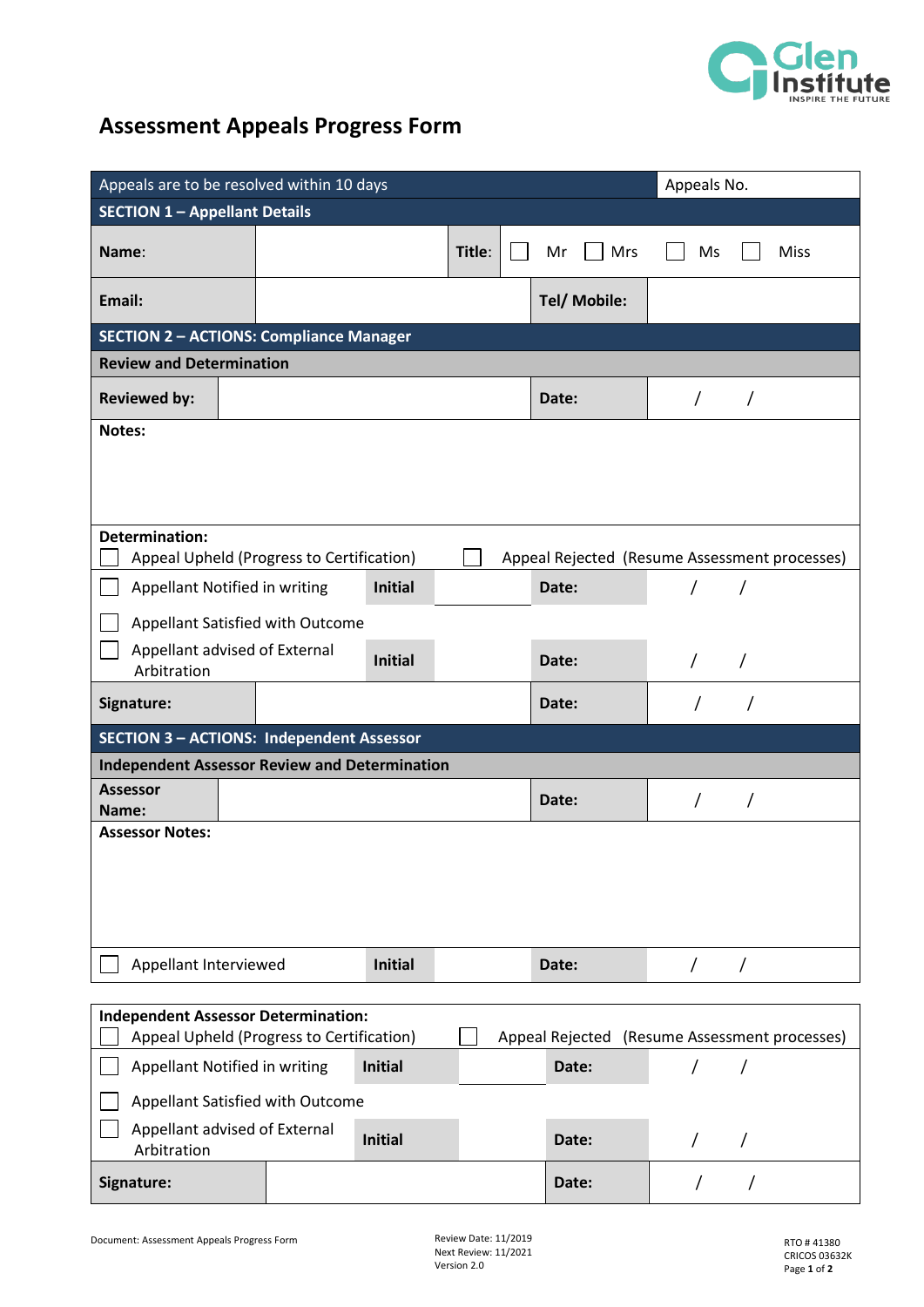# Assessment Appeals Progress Form

| Appeals are to be resolved within 10 days | | | | Appeals No. |
|---|---|---|---|---|
| **SECTION 1 – Appellant Details** | | | | |
| **Name:** | | **Title:** | ☐ Mr ☐ Mrs | ☐ Ms ☐ Miss |
| **Email:** | | | **Tel/ Mobile:** | |
| **SECTION 2 – ACTIONS: Compliance Manager** | | | | |
| **Review and Determination** | | | | |
| **Reviewed by:** | | | **Date:** | / / |
| **Notes:** | | | | |
| **Determination:** ☐ Appeal Upheld (Progress to Certification) ☐ Appeal Rejected (Resume Assessment processes) | | | | |
| ☐ Appellant Notified in writing | **Initial** | | **Date:** | / / |
| ☐ Appellant Satisfied with Outcome | | | | |
| ☐ Appellant advised of External Arbitration | **Initial** | | **Date:** | / / |
| **Signature:** | | | **Date:** | / / |
| **SECTION 3 – ACTIONS: Independent Assessor** | | | | |
| **Independent Assessor Review and Determination** | | | | |
| **Assessor Name:** | | | **Date:** | / / |
| **Assessor Notes:** | | | | |
| ☐ Appellant Interviewed | **Initial** | | **Date:** | / / |

| **Independent Assessor Determination:** ☐ Appeal Upheld (Progress to Certification) ☐ Appeal Rejected (Resume Assessment processes) | | | | |
|---|---|---|---|---|
| ☐ Appellant Notified in writing | **Initial** | | **Date:** | / / |
| ☐ Appellant Satisfied with Outcome | | | | |
| ☐ Appellant advised of External Arbitration | **Initial** | | **Date:** | / / |
| **Signature:** | | | **Date:** | / / |

Document: Assessment Appeals Progress Form

Review Date: 11/2019
Next Review: 11/2021
Version 2.0

RTO # 41380
CRICOS 03632K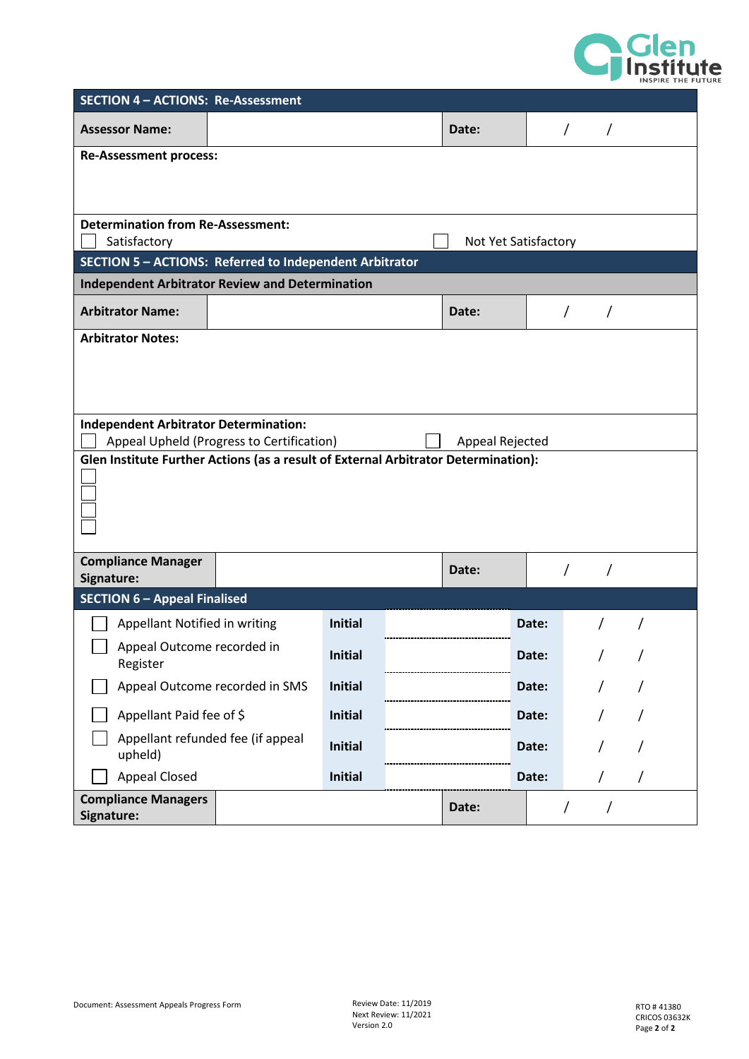## SECTION 4 – ACTIONS: Re-Assessment

| | | | |
|---|---|---|---|
| **Assessor Name:** | | **Date:** | / / |

**Re-Assessment process:**

**Determination from Re-Assessment:**

☐ Satisfactory ☐ Not Yet Satisfactory

## SECTION 5 – ACTIONS: Referred to Independent Arbitrator

### Independent Arbitrator Review and Determination

| | | | |
|---|---|---|---|
| **Arbitrator Name:** | | **Date:** | / / |

**Arbitrator Notes:**

**Independent Arbitrator Determination:**

☐ Appeal Upheld (Progress to Certification) ☐ Appeal Rejected

**Glen Institute Further Actions (as a result of External Arbitrator Determination):**

☐
☐
☐
☐

| | | | |
|---|---|---|---|
| **Compliance Manager Signature:** | | **Date:** | / / |

## SECTION 6 – Appeal Finalised

| | | | | |
|---|---|---|---|---|
| ☐ Appellant Notified in writing | **Initial** | | **Date:** | / / |
| ☐ Appeal Outcome recorded in Register | **Initial** | | **Date:** | / / |
| ☐ Appeal Outcome recorded in SMS | **Initial** | | **Date:** | / / |
| ☐ Appellant Paid fee of $ | **Initial** | | **Date:** | / / |
| ☐ Appellant refunded fee (if appeal upheld) | **Initial** | | **Date:** | / / |
| ☐ Appeal Closed | **Initial** | | **Date:** | / / |

| | | | |
|---|---|---|---|
| **Compliance Managers Signature:** | | **Date:** | / / |